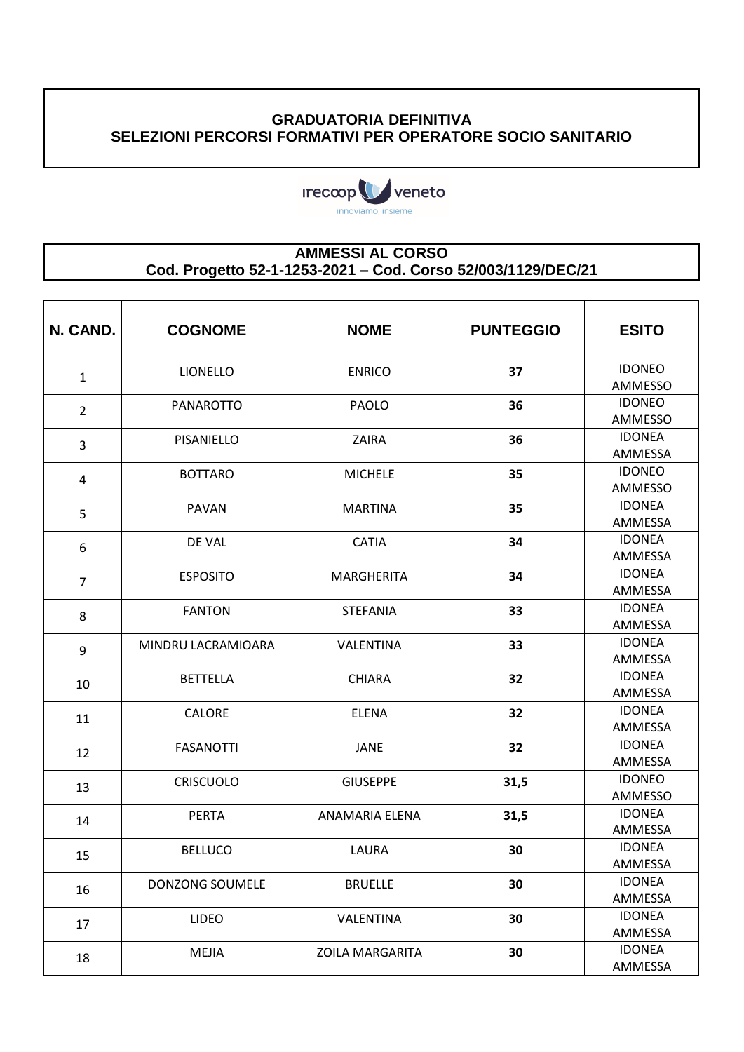# GRADUATORIA DEFINITIVA
## SELEZIONI PERCORSI FORMATIVI PER OPERATORE SOCIO SANITARIO

irecoop veneto
innoviamo, insieme

## AMMESSI AL CORSO
### Cod. Progetto 52-1-1253-2021 – Cod. Corso 52/003/1129/DEC/21

| N. CAND. | COGNOME | NOME | PUNTEGGIO | ESITO |
|---|---|---|---|---|
| 1 | LIONELLO | ENRICO | **37** | IDONEO AMMESSO |
| 2 | PANAROTTO | PAOLO | **36** | IDONEO AMMESSO |
| 3 | PISANIELLO | ZAIRA | **36** | IDONEA AMMESSA |
| 4 | BOTTARO | MICHELE | **35** | IDONEO AMMESSO |
| 5 | PAVAN | MARTINA | **35** | IDONEA AMMESSA |
| 6 | DE VAL | CATIA | **34** | IDONEA AMMESSA |
| 7 | ESPOSITO | MARGHERITA | **34** | IDONEA AMMESSA |
| 8 | FANTON | STEFANIA | **33** | IDONEA AMMESSA |
| 9 | MINDRU LACRAMIOARA | VALENTINA | **33** | IDONEA AMMESSA |
| 10 | BETTELLA | CHIARA | **32** | IDONEA AMMESSA |
| 11 | CALORE | ELENA | **32** | IDONEA AMMESSA |
| 12 | FASANOTTI | JANE | **32** | IDONEA AMMESSA |
| 13 | CRISCUOLO | GIUSEPPE | **31,5** | IDONEO AMMESSO |
| 14 | PERTA | ANAMARIA ELENA | **31,5** | IDONEA AMMESSA |
| 15 | BELLUCO | LAURA | **30** | IDONEA AMMESSA |
| 16 | DONZONG SOUMELE | BRUELLE | **30** | IDONEA AMMESSA |
| 17 | LIDEO | VALENTINA | **30** | IDONEA AMMESSA |
| 18 | MEJIA | ZOILA MARGARITA | **30** | IDONEA AMMESSA |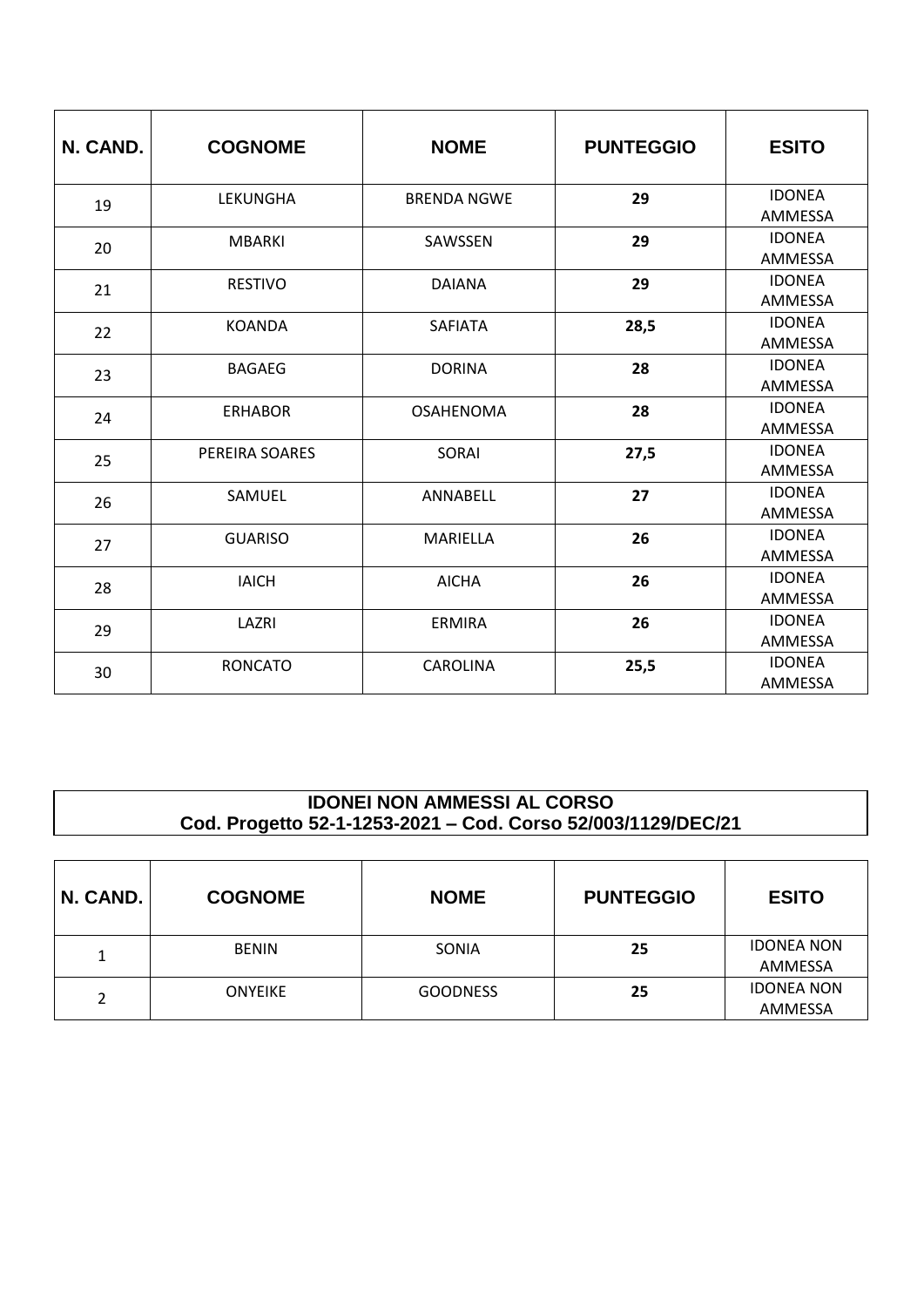| N. CAND. | COGNOME | NOME | PUNTEGGIO | ESITO |
|---|---|---|---|---|
| 19 | LEKUNGHA | BRENDA NGWE | **29** | IDONEA AMMESSA |
| 20 | MBARKI | SAWSSEN | **29** | IDONEA AMMESSA |
| 21 | RESTIVO | DAIANA | **29** | IDONEA AMMESSA |
| 22 | KOANDA | SAFIATA | **28,5** | IDONEA AMMESSA |
| 23 | BAGAEG | DORINA | **28** | IDONEA AMMESSA |
| 24 | ERHABOR | OSAHENOMA | **28** | IDONEA AMMESSA |
| 25 | PEREIRA SOARES | SORAI | **27,5** | IDONEA AMMESSA |
| 26 | SAMUEL | ANNABELL | **27** | IDONEA AMMESSA |
| 27 | GUARISO | MARIELLA | **26** | IDONEA AMMESSA |
| 28 | IAICH | AICHA | **26** | IDONEA AMMESSA |
| 29 | LAZRI | ERMIRA | **26** | IDONEA AMMESSA |
| 30 | RONCATO | CAROLINA | **25,5** | IDONEA AMMESSA |

**IDONEI NON AMMESSI AL CORSO**
**Cod. Progetto 52-1-1253-2021 – Cod. Corso 52/003/1129/DEC/21**

| N. CAND. | COGNOME | NOME | PUNTEGGIO | ESITO |
|---|---|---|---|---|
| 1 | BENIN | SONIA | **25** | IDONEA NON AMMESSA |
| 2 | ONYEIKE | GOODNESS | **25** | IDONEA NON AMMESSA |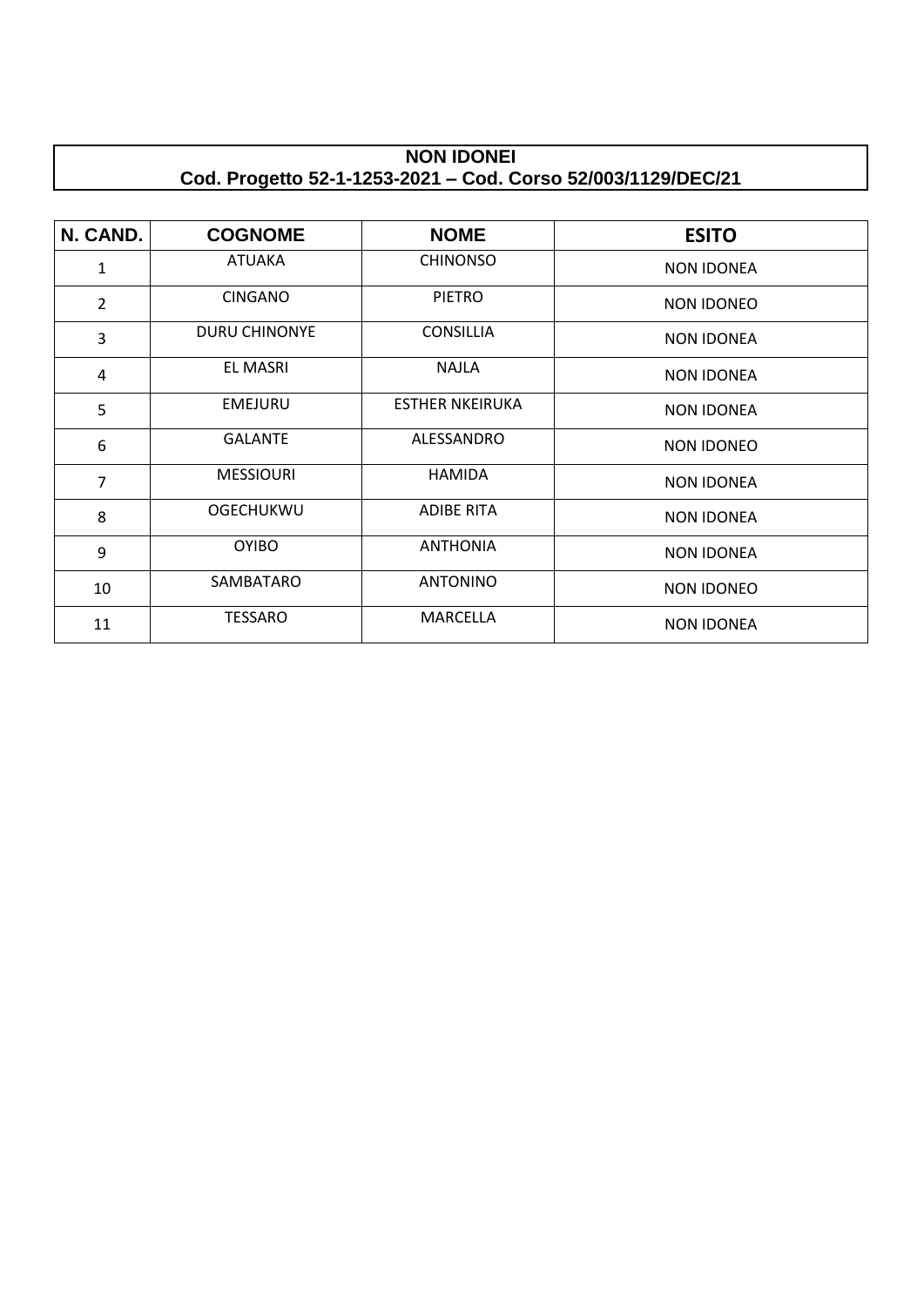**NON IDONEI**
**Cod. Progetto 52-1-1253-2021 – Cod. Corso 52/003/1129/DEC/21**

| N. CAND. | COGNOME | NOME | ESITO |
|---|---|---|---|
| 1 | ATUAKA | CHINONSO | NON IDONEA |
| 2 | CINGANO | PIETRO | NON IDONEO |
| 3 | DURU CHINONYE | CONSILLIA | NON IDONEA |
| 4 | EL MASRI | NAJLA | NON IDONEA |
| 5 | EMEJURU | ESTHER NKEIRUKA | NON IDONEA |
| 6 | GALANTE | ALESSANDRO | NON IDONEO |
| 7 | MESSIOURI | HAMIDA | NON IDONEA |
| 8 | OGECHUKWU | ADIBE RITA | NON IDONEA |
| 9 | OYIBO | ANTHONIA | NON IDONEA |
| 10 | SAMBATARO | ANTONINO | NON IDONEO |
| 11 | TESSARO | MARCELLA | NON IDONEA |